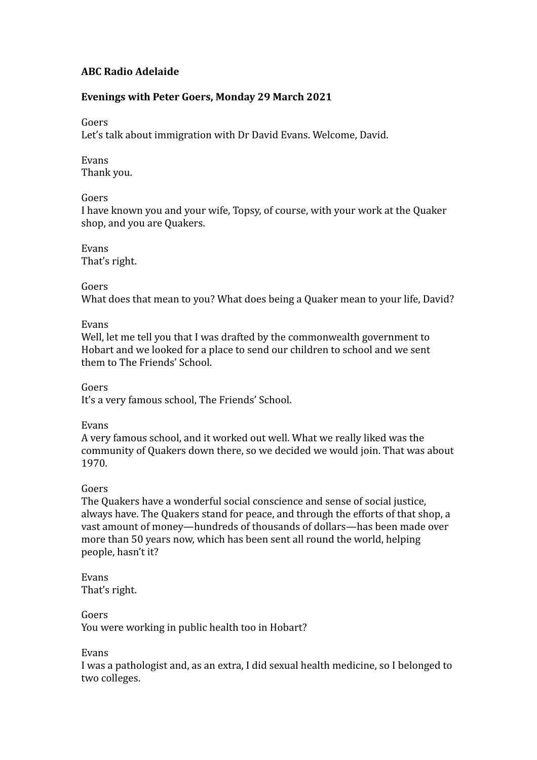**ABC Radio Adelaide**

**Evenings with Peter Goers, Monday 29 March 2021**

Goers
Let's talk about immigration with Dr David Evans. Welcome, David.

Evans
Thank you.

Goers
I have known you and your wife, Topsy, of course, with your work at the Quaker shop, and you are Quakers.

Evans
That's right.

Goers
What does that mean to you? What does being a Quaker mean to your life, David?

Evans
Well, let me tell you that I was drafted by the commonwealth government to Hobart and we looked for a place to send our children to school and we sent them to The Friends' School.

Goers
It's a very famous school, The Friends' School.

Evans
A very famous school, and it worked out well. What we really liked was the community of Quakers down there, so we decided we would join. That was about 1970.

Goers
The Quakers have a wonderful social conscience and sense of social justice, always have. The Quakers stand for peace, and through the efforts of that shop, a vast amount of money—hundreds of thousands of dollars—has been made over more than 50 years now, which has been sent all round the world, helping people, hasn't it?

Evans
That's right.

Goers
You were working in public health too in Hobart?

Evans
I was a pathologist and, as an extra, I did sexual health medicine, so I belonged to two colleges.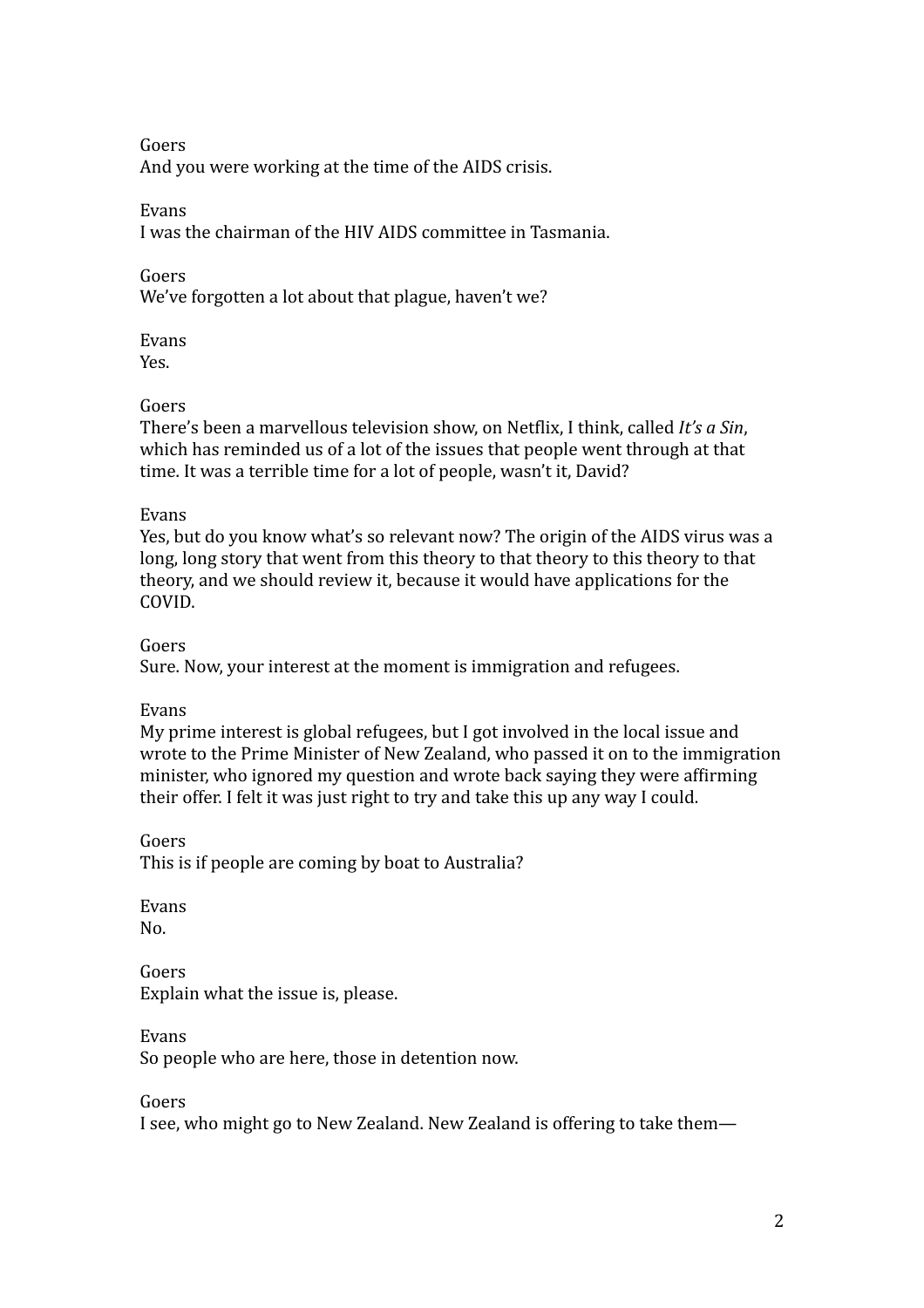Goers
And you were working at the time of the AIDS crisis.

Evans
I was the chairman of the HIV AIDS committee in Tasmania.

Goers
We've forgotten a lot about that plague, haven't we?

Evans
Yes.

Goers
There's been a marvellous television show, on Netflix, I think, called *It's a Sin*, which has reminded us of a lot of the issues that people went through at that time. It was a terrible time for a lot of people, wasn't it, David?

Evans
Yes, but do you know what's so relevant now? The origin of the AIDS virus was a long, long story that went from this theory to that theory to this theory to that theory, and we should review it, because it would have applications for the COVID.

Goers
Sure. Now, your interest at the moment is immigration and refugees.

Evans
My prime interest is global refugees, but I got involved in the local issue and wrote to the Prime Minister of New Zealand, who passed it on to the immigration minister, who ignored my question and wrote back saying they were affirming their offer. I felt it was just right to try and take this up any way I could.

Goers
This is if people are coming by boat to Australia?

Evans
No.

Goers
Explain what the issue is, please.

Evans
So people who are here, those in detention now.

Goers
I see, who might go to New Zealand. New Zealand is offering to take them—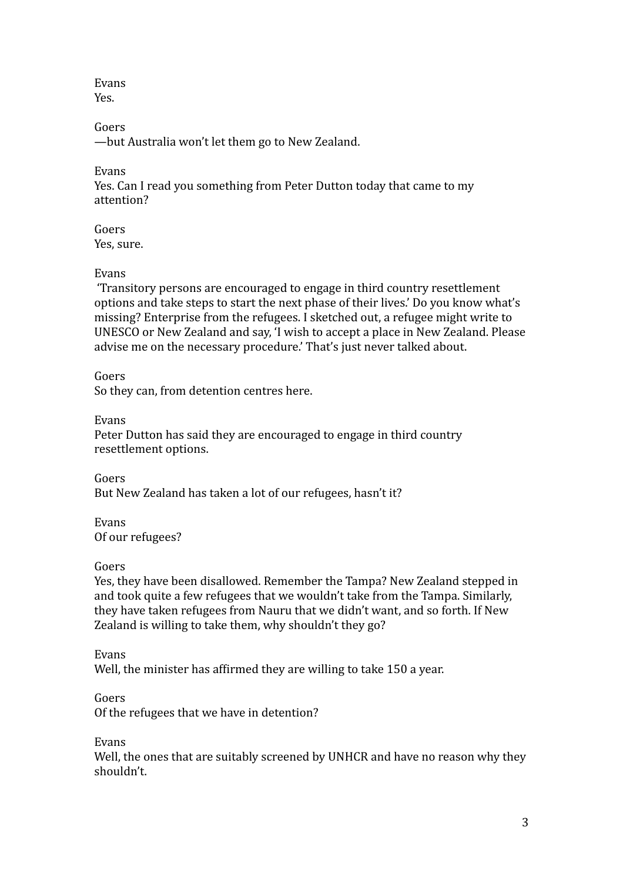Evans
Yes.

Goers
—but Australia won't let them go to New Zealand.

Evans
Yes. Can I read you something from Peter Dutton today that came to my attention?

Goers
Yes, sure.

Evans
 'Transitory persons are encouraged to engage in third country resettlement options and take steps to start the next phase of their lives.' Do you know what's missing? Enterprise from the refugees. I sketched out, a refugee might write to UNESCO or New Zealand and say, 'I wish to accept a place in New Zealand. Please advise me on the necessary procedure.' That's just never talked about.

Goers
So they can, from detention centres here.

Evans
Peter Dutton has said they are encouraged to engage in third country resettlement options.

Goers
But New Zealand has taken a lot of our refugees, hasn't it?

Evans
Of our refugees?

Goers
Yes, they have been disallowed. Remember the Tampa? New Zealand stepped in and took quite a few refugees that we wouldn't take from the Tampa. Similarly, they have taken refugees from Nauru that we didn't want, and so forth. If New Zealand is willing to take them, why shouldn't they go?

Evans
Well, the minister has affirmed they are willing to take 150 a year.

Goers
Of the refugees that we have in detention?

Evans
Well, the ones that are suitably screened by UNHCR and have no reason why they shouldn't.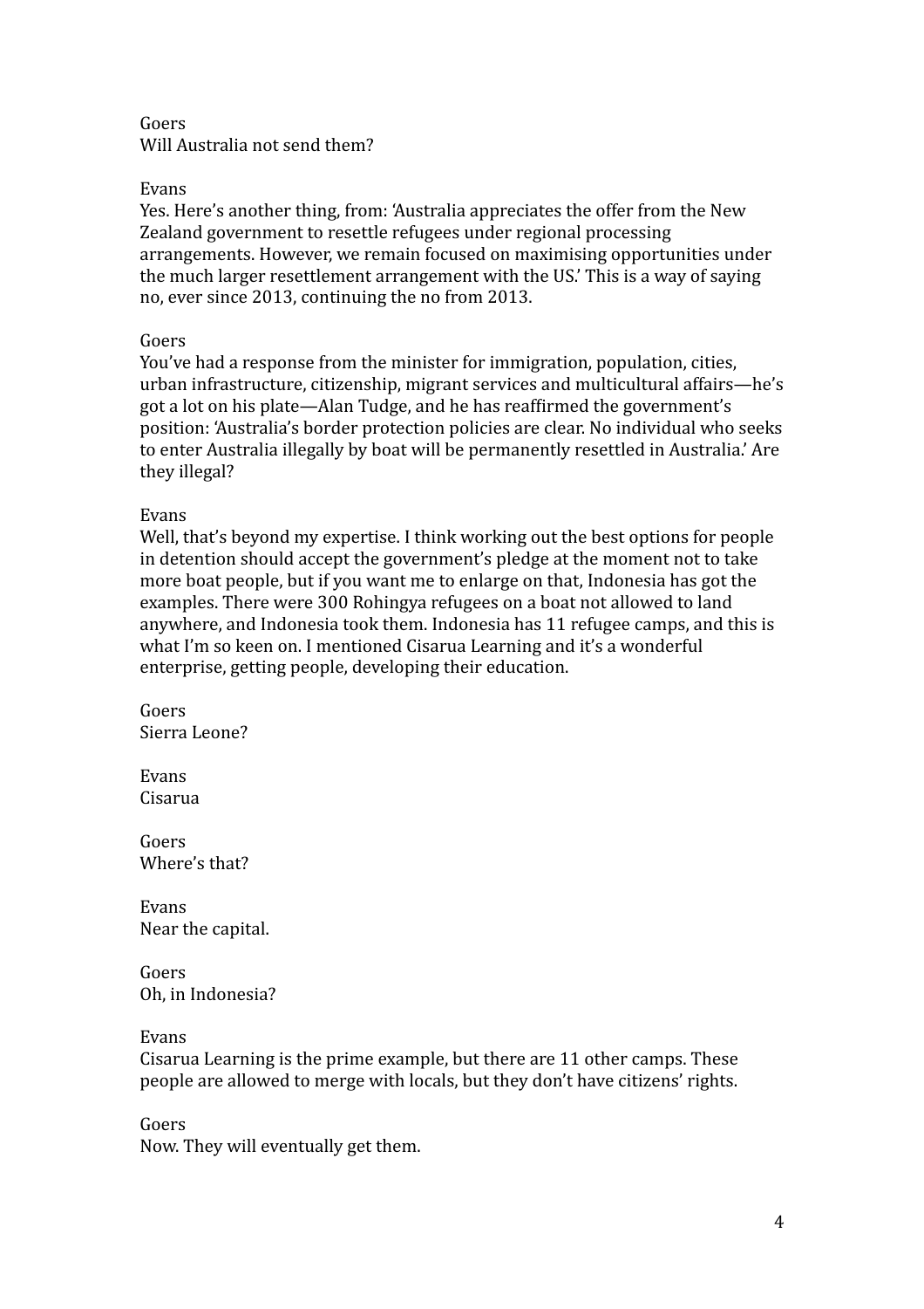Goers
Will Australia not send them?

Evans
Yes. Here's another thing, from: 'Australia appreciates the offer from the New Zealand government to resettle refugees under regional processing arrangements. However, we remain focused on maximising opportunities under the much larger resettlement arrangement with the US.' This is a way of saying no, ever since 2013, continuing the no from 2013.

Goers
You've had a response from the minister for immigration, population, cities, urban infrastructure, citizenship, migrant services and multicultural affairs—he's got a lot on his plate—Alan Tudge, and he has reaffirmed the government's position: 'Australia's border protection policies are clear. No individual who seeks to enter Australia illegally by boat will be permanently resettled in Australia.' Are they illegal?

Evans
Well, that's beyond my expertise. I think working out the best options for people in detention should accept the government's pledge at the moment not to take more boat people, but if you want me to enlarge on that, Indonesia has got the examples. There were 300 Rohingya refugees on a boat not allowed to land anywhere, and Indonesia took them. Indonesia has 11 refugee camps, and this is what I'm so keen on. I mentioned Cisarua Learning and it's a wonderful enterprise, getting people, developing their education.

Goers
Sierra Leone?

Evans
Cisarua

Goers
Where's that?

Evans
Near the capital.

Goers
Oh, in Indonesia?

Evans
Cisarua Learning is the prime example, but there are 11 other camps. These people are allowed to merge with locals, but they don't have citizens' rights.

Goers
Now. They will eventually get them.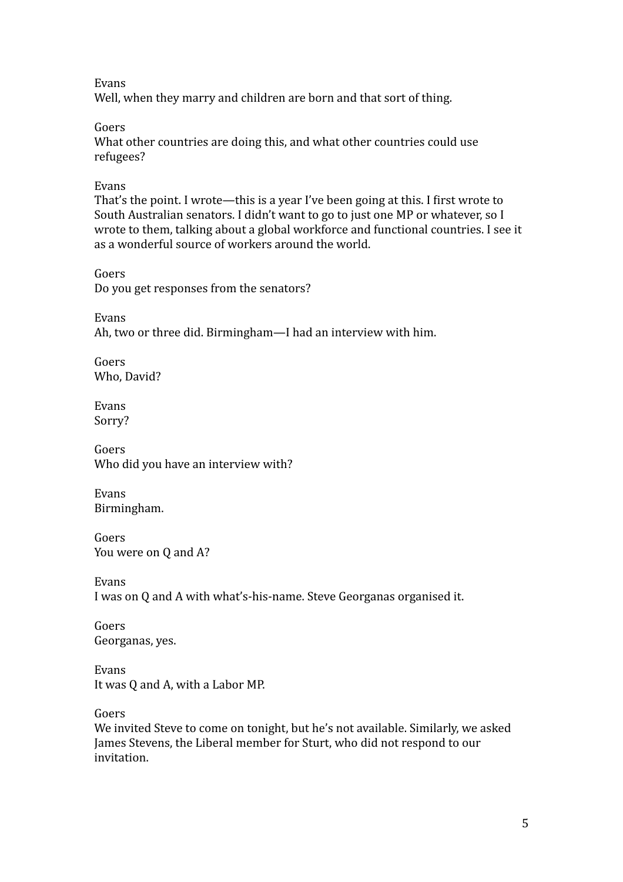Evans
Well, when they marry and children are born and that sort of thing.

Goers
What other countries are doing this, and what other countries could use refugees?

Evans
That's the point. I wrote—this is a year I've been going at this. I first wrote to South Australian senators. I didn't want to go to just one MP or whatever, so I wrote to them, talking about a global workforce and functional countries. I see it as a wonderful source of workers around the world.

Goers
Do you get responses from the senators?

Evans
Ah, two or three did. Birmingham—I had an interview with him.

Goers
Who, David?

Evans
Sorry?

Goers
Who did you have an interview with?

Evans
Birmingham.

Goers
You were on Q and A?

Evans
I was on Q and A with what's-his-name. Steve Georganas organised it.

Goers
Georganas, yes.

Evans
It was Q and A, with a Labor MP.

Goers
We invited Steve to come on tonight, but he's not available. Similarly, we asked James Stevens, the Liberal member for Sturt, who did not respond to our invitation.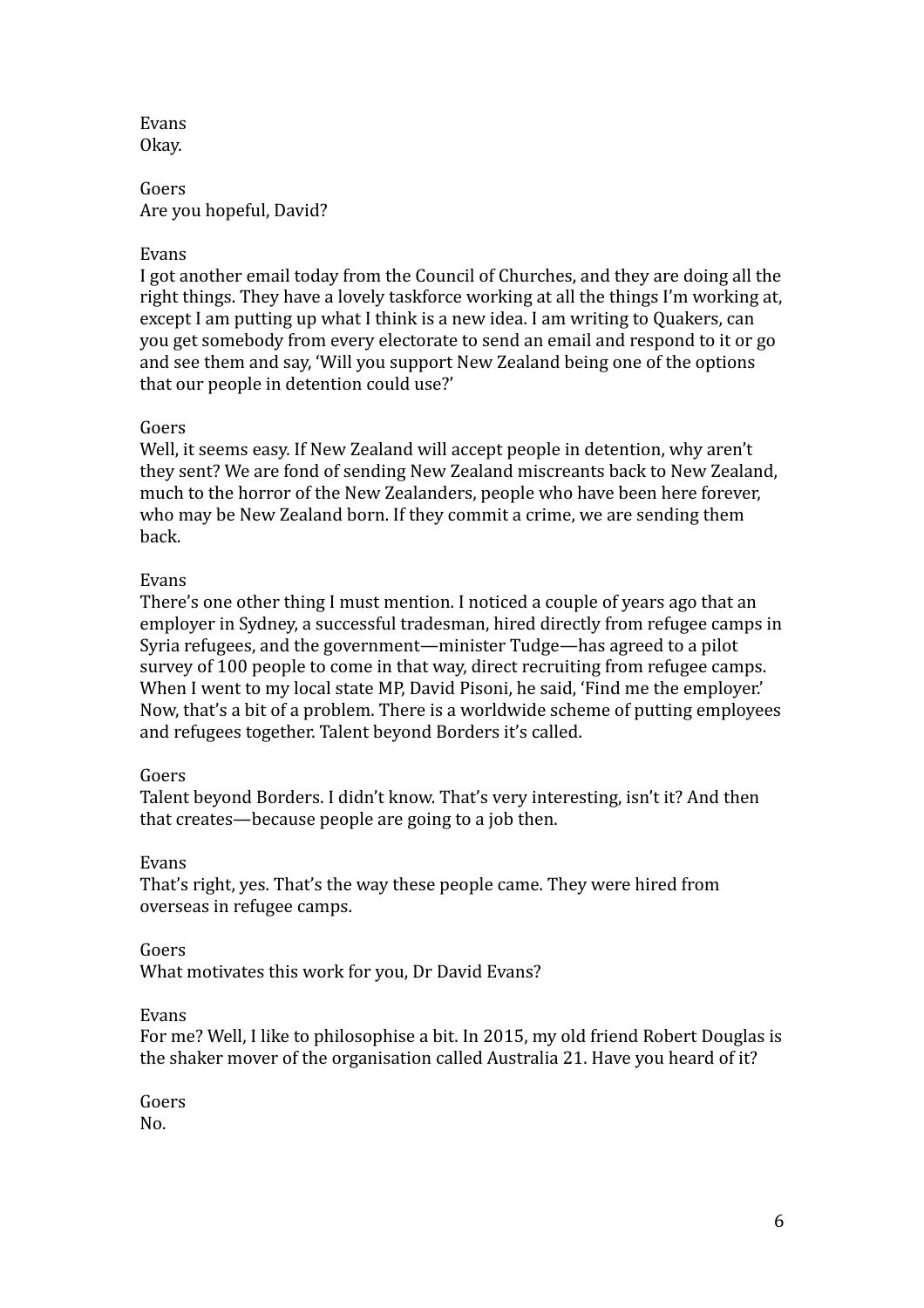Evans
Okay.

Goers
Are you hopeful, David?

Evans
I got another email today from the Council of Churches, and they are doing all the right things. They have a lovely taskforce working at all the things I'm working at, except I am putting up what I think is a new idea. I am writing to Quakers, can you get somebody from every electorate to send an email and respond to it or go and see them and say, 'Will you support New Zealand being one of the options that our people in detention could use?'

Goers
Well, it seems easy. If New Zealand will accept people in detention, why aren't they sent? We are fond of sending New Zealand miscreants back to New Zealand, much to the horror of the New Zealanders, people who have been here forever, who may be New Zealand born. If they commit a crime, we are sending them back.

Evans
There's one other thing I must mention. I noticed a couple of years ago that an employer in Sydney, a successful tradesman, hired directly from refugee camps in Syria refugees, and the government—minister Tudge—has agreed to a pilot survey of 100 people to come in that way, direct recruiting from refugee camps. When I went to my local state MP, David Pisoni, he said, 'Find me the employer.' Now, that's a bit of a problem. There is a worldwide scheme of putting employees and refugees together. Talent beyond Borders it's called.

Goers
Talent beyond Borders. I didn't know. That's very interesting, isn't it? And then that creates—because people are going to a job then.

Evans
That's right, yes. That's the way these people came. They were hired from overseas in refugee camps.

Goers
What motivates this work for you, Dr David Evans?

Evans
For me? Well, I like to philosophise a bit. In 2015, my old friend Robert Douglas is the shaker mover of the organisation called Australia 21. Have you heard of it?

Goers
No.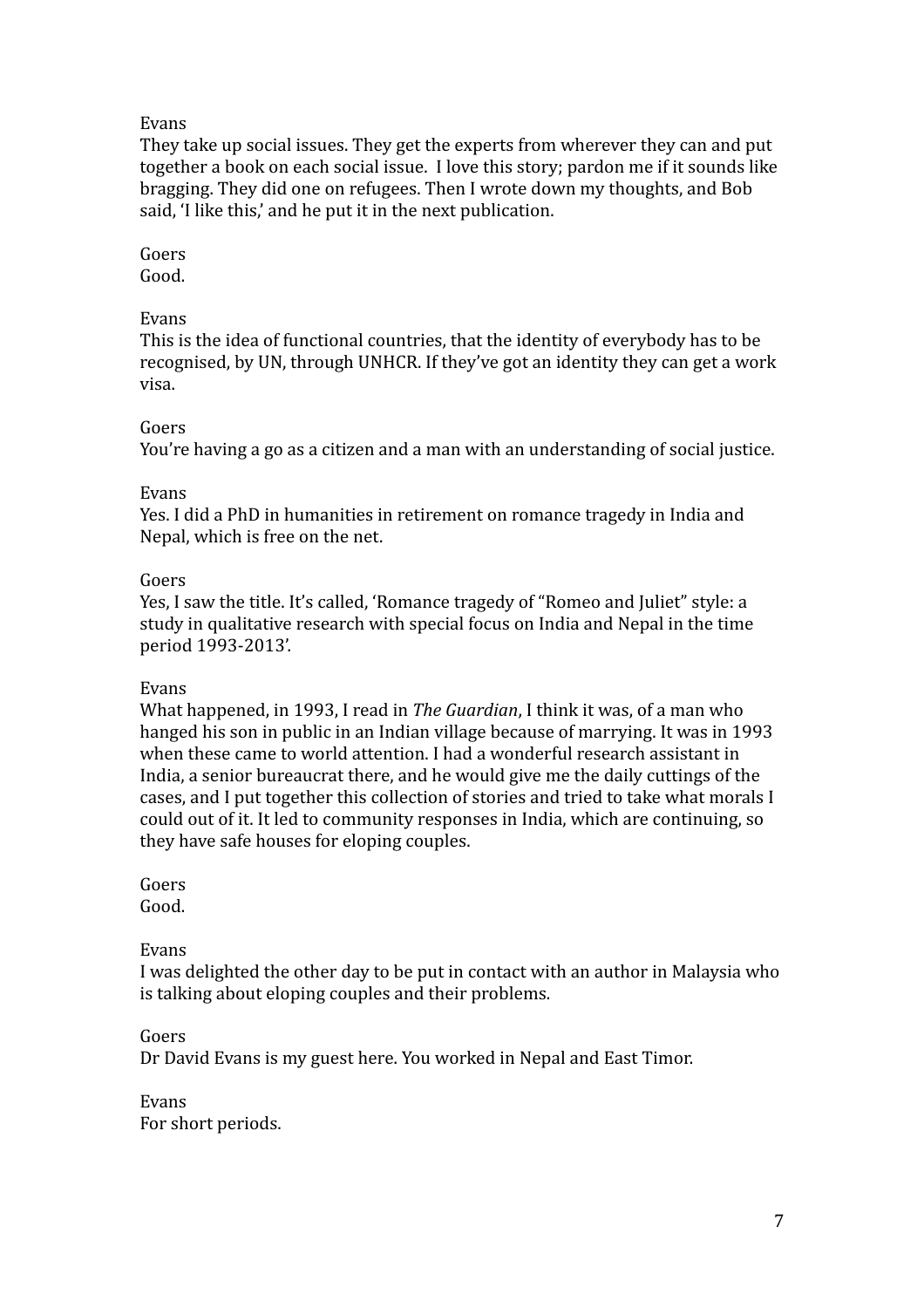Evans
They take up social issues. They get the experts from wherever they can and put together a book on each social issue. I love this story; pardon me if it sounds like bragging. They did one on refugees. Then I wrote down my thoughts, and Bob said, 'I like this,' and he put it in the next publication.

Goers
Good.

Evans
This is the idea of functional countries, that the identity of everybody has to be recognised, by UN, through UNHCR. If they've got an identity they can get a work visa.

Goers
You're having a go as a citizen and a man with an understanding of social justice.

Evans
Yes. I did a PhD in humanities in retirement on romance tragedy in India and Nepal, which is free on the net.

Goers
Yes, I saw the title. It's called, 'Romance tragedy of "Romeo and Juliet" style: a study in qualitative research with special focus on India and Nepal in the time period 1993-2013'.

Evans
What happened, in 1993, I read in *The Guardian*, I think it was, of a man who hanged his son in public in an Indian village because of marrying. It was in 1993 when these came to world attention. I had a wonderful research assistant in India, a senior bureaucrat there, and he would give me the daily cuttings of the cases, and I put together this collection of stories and tried to take what morals I could out of it. It led to community responses in India, which are continuing, so they have safe houses for eloping couples.

Goers
Good.

Evans
I was delighted the other day to be put in contact with an author in Malaysia who is talking about eloping couples and their problems.

Goers
Dr David Evans is my guest here. You worked in Nepal and East Timor.

Evans
For short periods.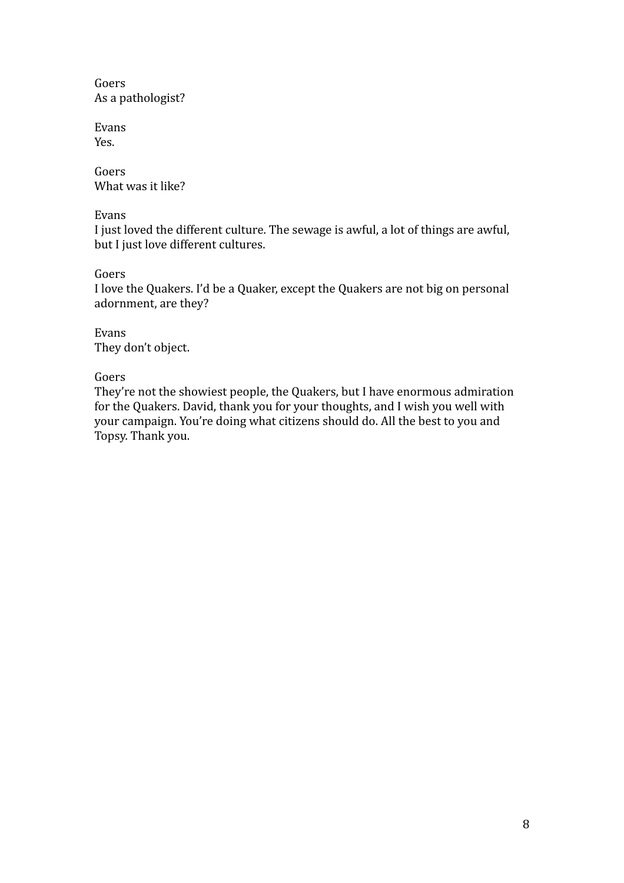Goers
As a pathologist?

Evans
Yes.

Goers
What was it like?

Evans
I just loved the different culture. The sewage is awful, a lot of things are awful, but I just love different cultures.

Goers
I love the Quakers. I'd be a Quaker, except the Quakers are not big on personal adornment, are they?

Evans
They don't object.

Goers
They're not the showiest people, the Quakers, but I have enormous admiration for the Quakers. David, thank you for your thoughts, and I wish you well with your campaign. You're doing what citizens should do. All the best to you and Topsy. Thank you.